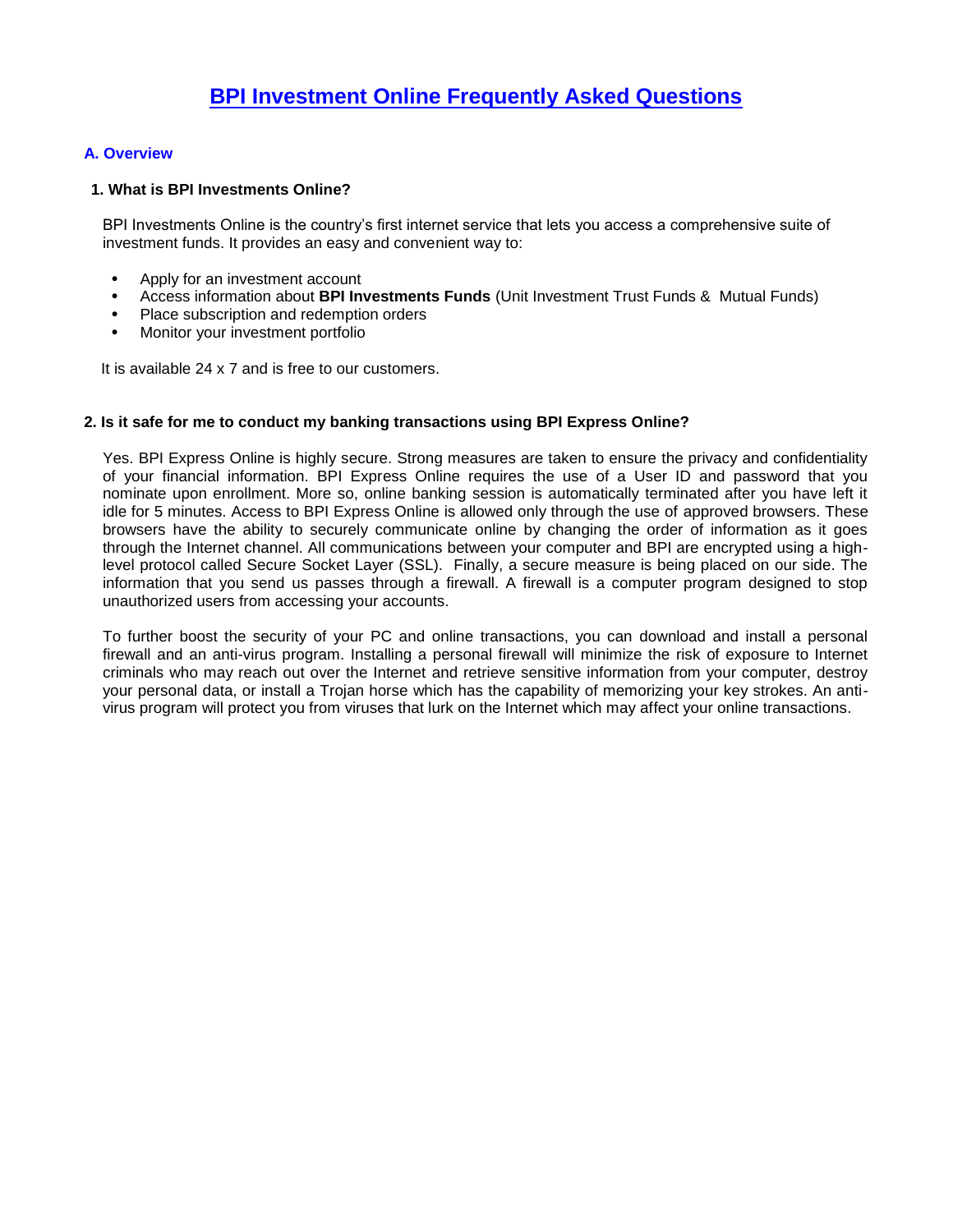# BPI Investment Online Frequently Asked Questions

## A. Overview

### 1. What is BPI Investments Online?

BPI Investments Online is the country's first internet service that lets you access a comprehensive suite of investment funds. It provides an easy and convenient way to:

- Apply for an investment account
- Access information about **BPI Investments Funds** (Unit Investment Trust Funds & Mutual Funds)
- Place subscription and redemption orders
- Monitor your investment portfolio

It is available 24 x 7 and is free to our customers.

### 2. Is it safe for me to conduct my banking transactions using BPI Express Online?

Yes. BPI Express Online is highly secure. Strong measures are taken to ensure the privacy and confidentiality of your financial information. BPI Express Online requires the use of a User ID and password that you nominate upon enrollment. More so, online banking session is automatically terminated after you have left it idle for 5 minutes. Access to BPI Express Online is allowed only through the use of approved browsers. These browsers have the ability to securely communicate online by changing the order of information as it goes through the Internet channel. All communications between your computer and BPI are encrypted using a high-level protocol called Secure Socket Layer (SSL). Finally, a secure measure is being placed on our side. The information that you send us passes through a firewall. A firewall is a computer program designed to stop unauthorized users from accessing your accounts.

To further boost the security of your PC and online transactions, you can download and install a personal firewall and an anti-virus program. Installing a personal firewall will minimize the risk of exposure to Internet criminals who may reach out over the Internet and retrieve sensitive information from your computer, destroy your personal data, or install a Trojan horse which has the capability of memorizing your key strokes. An anti-virus program will protect you from viruses that lurk on the Internet which may affect your online transactions.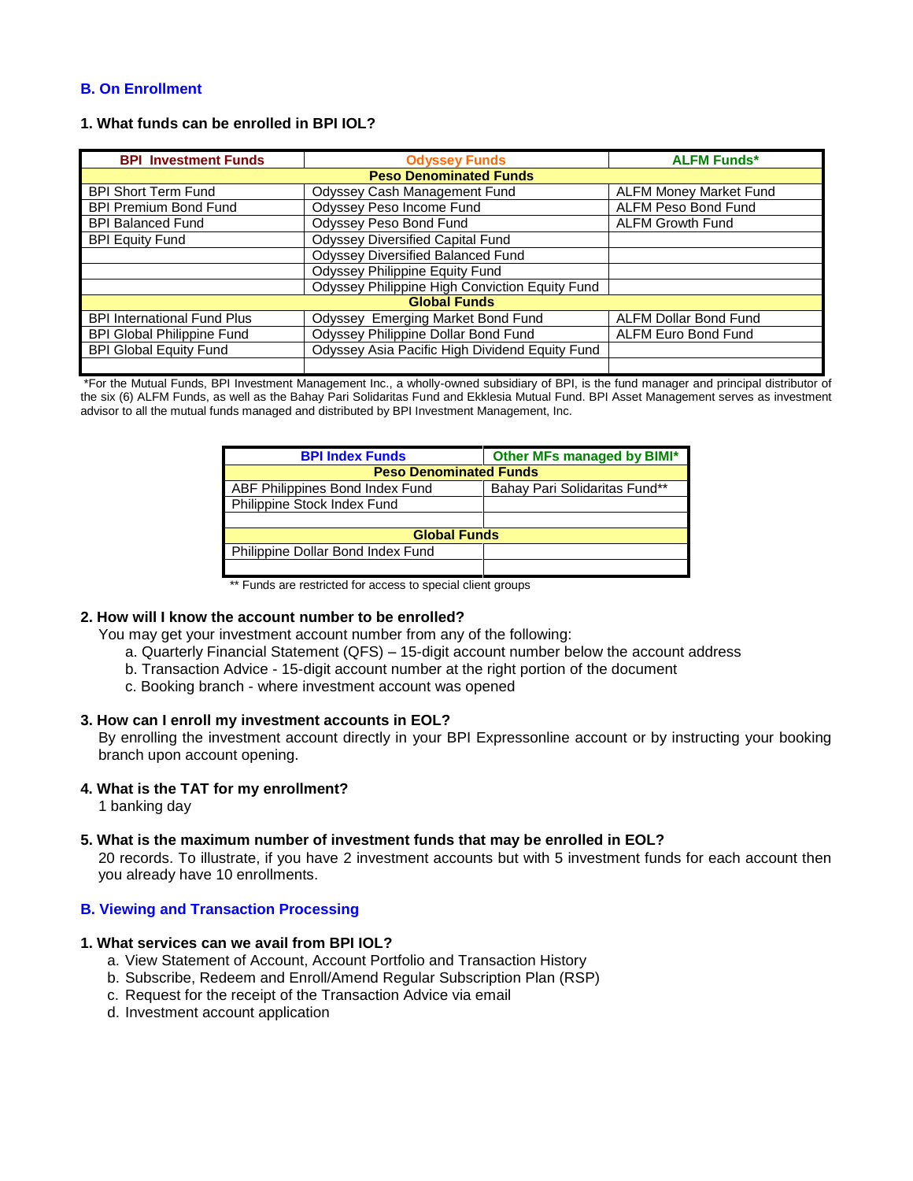## B. On Enrollment

### 1. What funds can be enrolled in BPI IOL?

| BPI Investment Funds | Odyssey Funds | ALFM Funds* |
|---|---|---|
| **Peso Denominated Funds** | | |
| BPI Short Term Fund | Odyssey Cash Management Fund | ALFM Money Market Fund |
| BPI Premium Bond Fund | Odyssey Peso Income Fund | ALFM Peso Bond Fund |
| BPI Balanced Fund | Odyssey Peso Bond Fund | ALFM Growth Fund |
| BPI Equity Fund | Odyssey Diversified Capital Fund | |
| | Odyssey Diversified Balanced Fund | |
| | Odyssey Philippine Equity Fund | |
| | Odyssey Philippine High Conviction Equity Fund | |
| **Global Funds** | | |
| BPI International Fund Plus | Odyssey Emerging Market Bond Fund | ALFM Dollar Bond Fund |
| BPI Global Philippine Fund | Odyssey Philippine Dollar Bond Fund | ALFM Euro Bond Fund |
| BPI Global Equity Fund | Odyssey Asia Pacific High Dividend Equity Fund | |
| | | |

*For the Mutual Funds, BPI Investment Management Inc., a wholly-owned subsidiary of BPI, is the fund manager and principal distributor of the six (6) ALFM Funds, as well as the Bahay Pari Solidaritas Fund and Ekklesia Mutual Fund. BPI Asset Management serves as investment advisor to all the mutual funds managed and distributed by BPI Investment Management, Inc.

| BPI Index Funds | Other MFs managed by BIMI* |
|---|---|
| **Peso Denominated Funds** | |
| ABF Philippines Bond Index Fund | Bahay Pari Solidaritas Fund** |
| Philippine Stock Index Fund | |
| | |
| **Global Funds** | |
| Philippine Dollar Bond Index Fund | |
| | |

** Funds are restricted for access to special client groups

### 2. How will I know the account number to be enrolled?

You may get your investment account number from any of the following:

a. Quarterly Financial Statement (QFS) – 15-digit account number below the account address
b. Transaction Advice - 15-digit account number at the right portion of the document
c. Booking branch - where investment account was opened

### 3. How can I enroll my investment accounts in EOL?

By enrolling the investment account directly in your BPI Expressonline account or by instructing your booking branch upon account opening.

### 4. What is the TAT for my enrollment?

1 banking day

### 5. What is the maximum number of investment funds that may be enrolled in EOL?

20 records. To illustrate, if you have 2 investment accounts but with 5 investment funds for each account then you already have 10 enrollments.

## B. Viewing and Transaction Processing

### 1. What services can we avail from BPI IOL?

a. View Statement of Account, Account Portfolio and Transaction History
b. Subscribe, Redeem and Enroll/Amend Regular Subscription Plan (RSP)
c. Request for the receipt of the Transaction Advice via email
d. Investment account application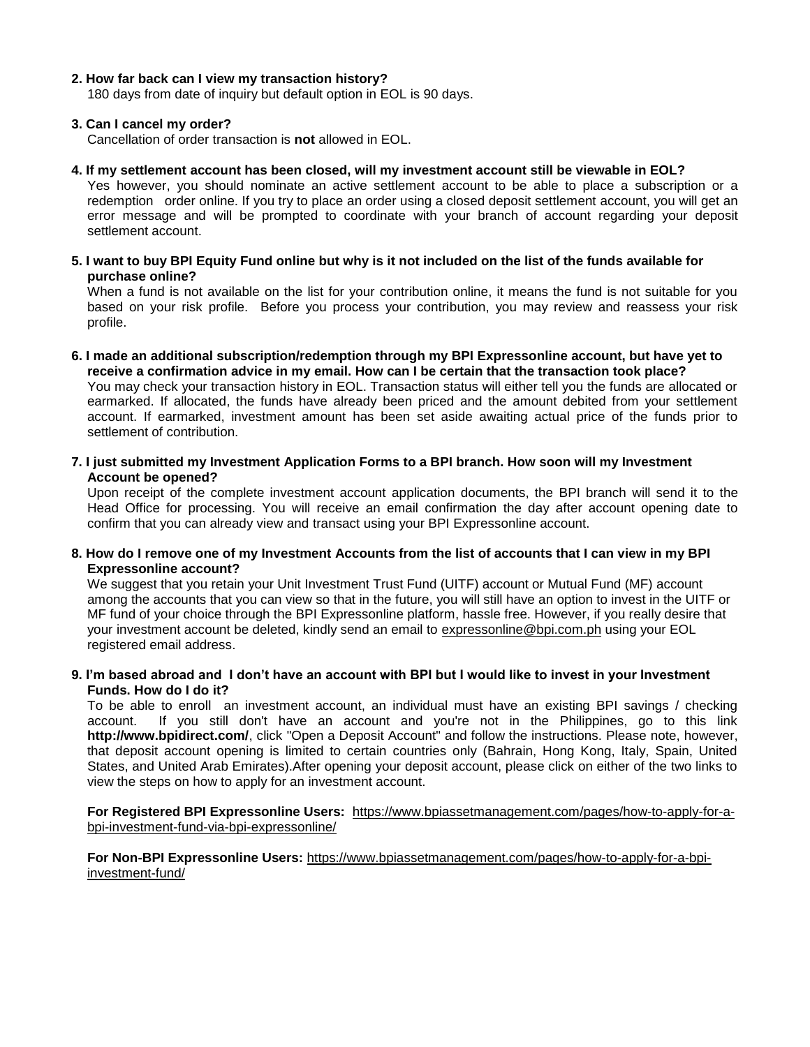**2. How far back can I view my transaction history?**

180 days from date of inquiry but default option in EOL is 90 days.

**3. Can I cancel my order?**

Cancellation of order transaction is **not** allowed in EOL.

**4. If my settlement account has been closed, will my investment account still be viewable in EOL?**

Yes however, you should nominate an active settlement account to be able to place a subscription or a redemption order online. If you try to place an order using a closed deposit settlement account, you will get an error message and will be prompted to coordinate with your branch of account regarding your deposit settlement account.

**5. I want to buy BPI Equity Fund online but why is it not included on the list of the funds available for purchase online?**

When a fund is not available on the list for your contribution online, it means the fund is not suitable for you based on your risk profile. Before you process your contribution, you may review and reassess your risk profile.

**6. I made an additional subscription/redemption through my BPI Expressonline account, but have yet to receive a confirmation advice in my email. How can I be certain that the transaction took place?**

You may check your transaction history in EOL. Transaction status will either tell you the funds are allocated or earmarked. If allocated, the funds have already been priced and the amount debited from your settlement account. If earmarked, investment amount has been set aside awaiting actual price of the funds prior to settlement of contribution.

**7. I just submitted my Investment Application Forms to a BPI branch. How soon will my Investment Account be opened?**

Upon receipt of the complete investment account application documents, the BPI branch will send it to the Head Office for processing. You will receive an email confirmation the day after account opening date to confirm that you can already view and transact using your BPI Expressonline account.

**8. How do I remove one of my Investment Accounts from the list of accounts that I can view in my BPI Expressonline account?**

We suggest that you retain your Unit Investment Trust Fund (UITF) account or Mutual Fund (MF) account among the accounts that you can view so that in the future, you will still have an option to invest in the UITF or MF fund of your choice through the BPI Expressonline platform, hassle free. However, if you really desire that your investment account be deleted, kindly send an email to expressonline@bpi.com.ph using your EOL registered email address.

**9. I'm based abroad and I don't have an account with BPI but I would like to invest in your Investment Funds. How do I do it?**

To be able to enroll an investment account, an individual must have an existing BPI savings / checking account. If you still don't have an account and you're not in the Philippines, go to this link **http://www.bpidirect.com/**, click "Open a Deposit Account" and follow the instructions. Please note, however, that deposit account opening is limited to certain countries only (Bahrain, Hong Kong, Italy, Spain, United States, and United Arab Emirates).After opening your deposit account, please click on either of the two links to view the steps on how to apply for an investment account.

**For Registered BPI Expressonline Users:** https://www.bpiassetmanagement.com/pages/how-to-apply-for-a-bpi-investment-fund-via-bpi-expressonline/

**For Non-BPI Expressonline Users:** https://www.bpiassetmanagement.com/pages/how-to-apply-for-a-bpi-investment-fund/